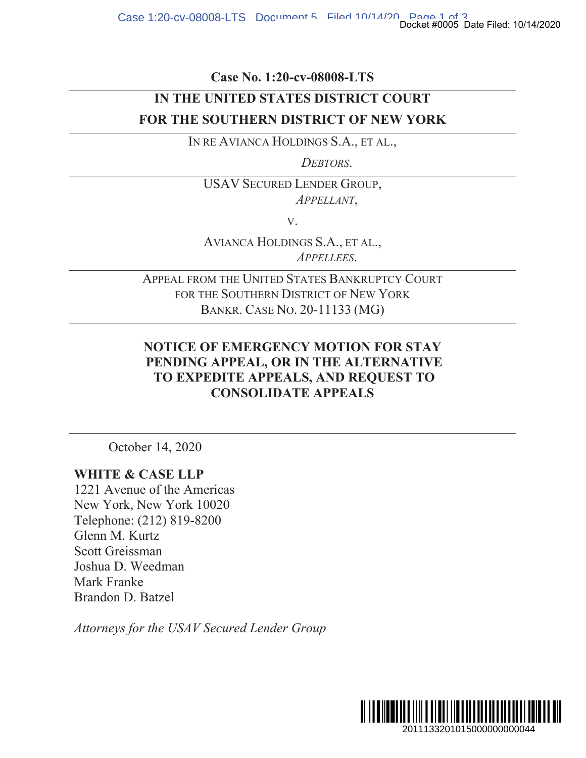**Case No. 1:20-cv-08008-LTS**

---

**IN THE UNITED STATES DISTRICT COURT**

**FOR THE SOUTHERN DISTRICT OF NEW YORK**

---

IN RE AVIANCA HOLDINGS S.A., ET AL.,

*DEBTORS.*

---

USAV SECURED LENDER GROUP,

*APPELLANT*,

V.

AVIANCA HOLDINGS S.A., ET AL.,

*APPELLEES.*

---

APPEAL FROM THE UNITED STATES BANKRUPTCY COURT
FOR THE SOUTHERN DISTRICT OF NEW YORK
BANKR. CASE NO. 20-11133 (MG)

---

**NOTICE OF EMERGENCY MOTION FOR STAY PENDING APPEAL, OR IN THE ALTERNATIVE TO EXPEDITE APPEALS, AND REQUEST TO CONSOLIDATE APPEALS**

---

October 14, 2020

**WHITE & CASE LLP**
1221 Avenue of the Americas
New York, New York 10020
Telephone: (212) 819-8200
Glenn M. Kurtz
Scott Greissman
Joshua D. Weedman
Mark Franke
Brandon D. Batzel

*Attorneys for the USAV Secured Lender Group*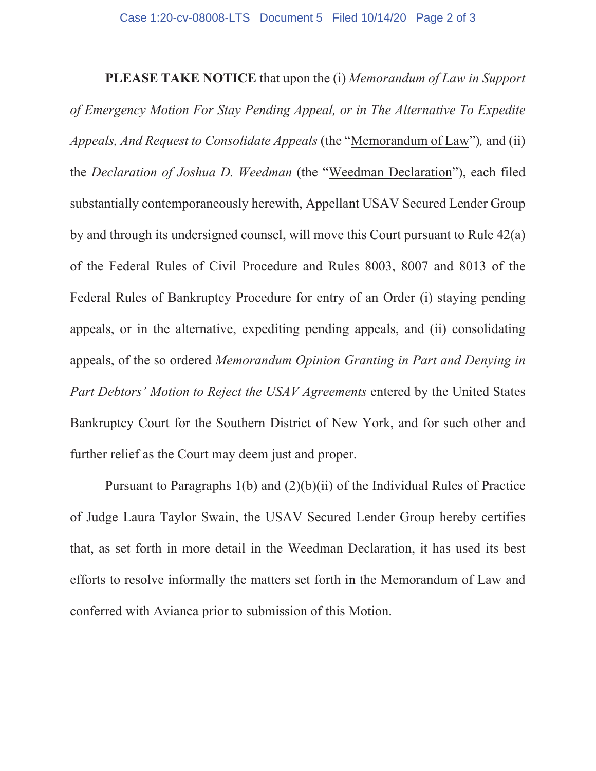**PLEASE TAKE NOTICE** that upon the (i) *Memorandum of Law in Support of Emergency Motion For Stay Pending Appeal, or in The Alternative To Expedite Appeals, And Request to Consolidate Appeals* (the "Memorandum of Law"), and (ii) the *Declaration of Joshua D. Weedman* (the "Weedman Declaration"), each filed substantially contemporaneously herewith, Appellant USAV Secured Lender Group by and through its undersigned counsel, will move this Court pursuant to Rule 42(a) of the Federal Rules of Civil Procedure and Rules 8003, 8007 and 8013 of the Federal Rules of Bankruptcy Procedure for entry of an Order (i) staying pending appeals, or in the alternative, expediting pending appeals, and (ii) consolidating appeals, of the so ordered *Memorandum Opinion Granting in Part and Denying in Part Debtors' Motion to Reject the USAV Agreements* entered by the United States Bankruptcy Court for the Southern District of New York, and for such other and further relief as the Court may deem just and proper.

Pursuant to Paragraphs 1(b) and (2)(b)(ii) of the Individual Rules of Practice of Judge Laura Taylor Swain, the USAV Secured Lender Group hereby certifies that, as set forth in more detail in the Weedman Declaration, it has used its best efforts to resolve informally the matters set forth in the Memorandum of Law and conferred with Avianca prior to submission of this Motion.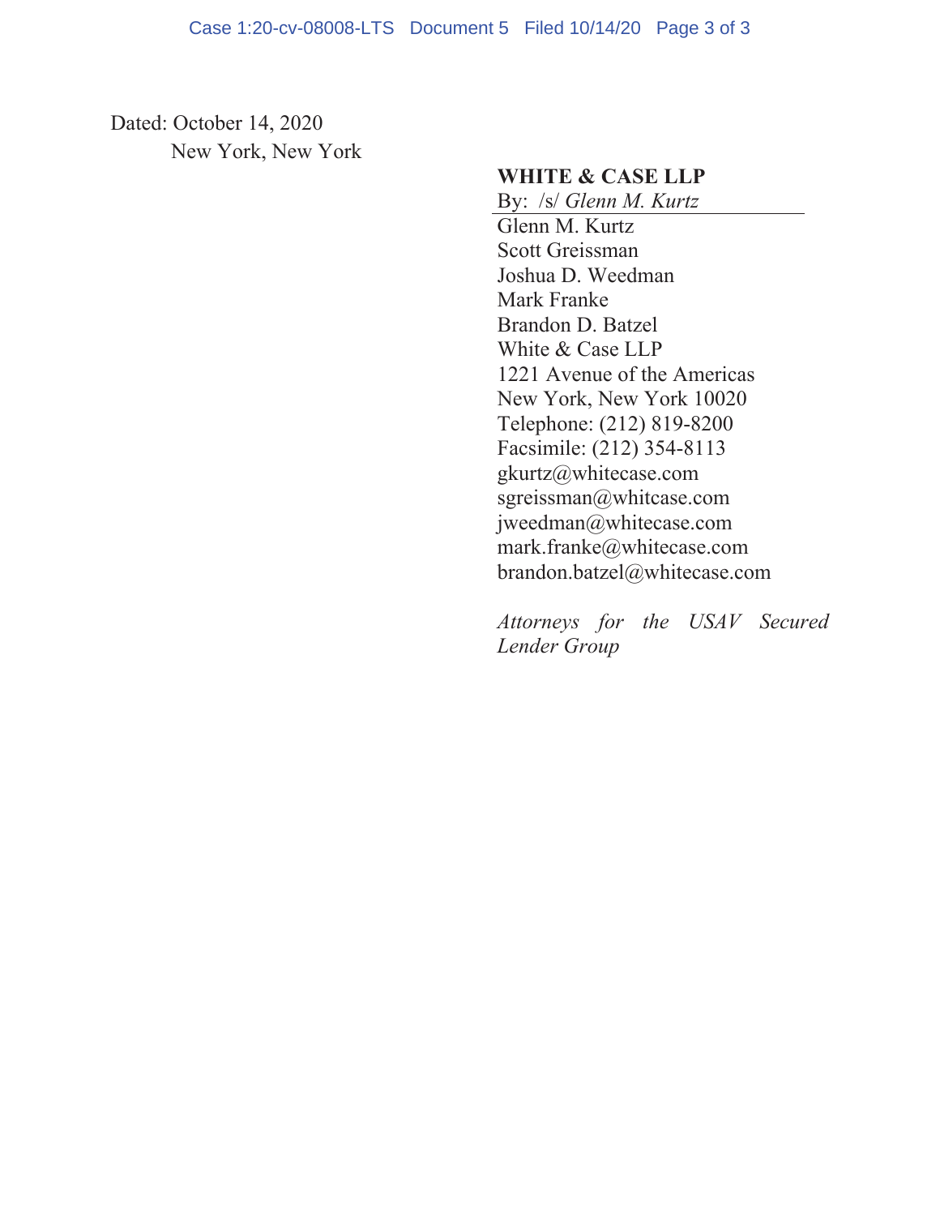Dated: October 14, 2020
New York, New York

**WHITE & CASE LLP**
By: /s/ *Glenn M. Kurtz*
Glenn M. Kurtz
Scott Greissman
Joshua D. Weedman
Mark Franke
Brandon D. Batzel
White & Case LLP
1221 Avenue of the Americas
New York, New York 10020
Telephone: (212) 819-8200
Facsimile: (212) 354-8113
gkurtz@whitecase.com
sgreissman@whitcase.com
jweedman@whitecase.com
mark.franke@whitecase.com
brandon.batzel@whitecase.com

*Attorneys for the USAV Secured Lender Group*